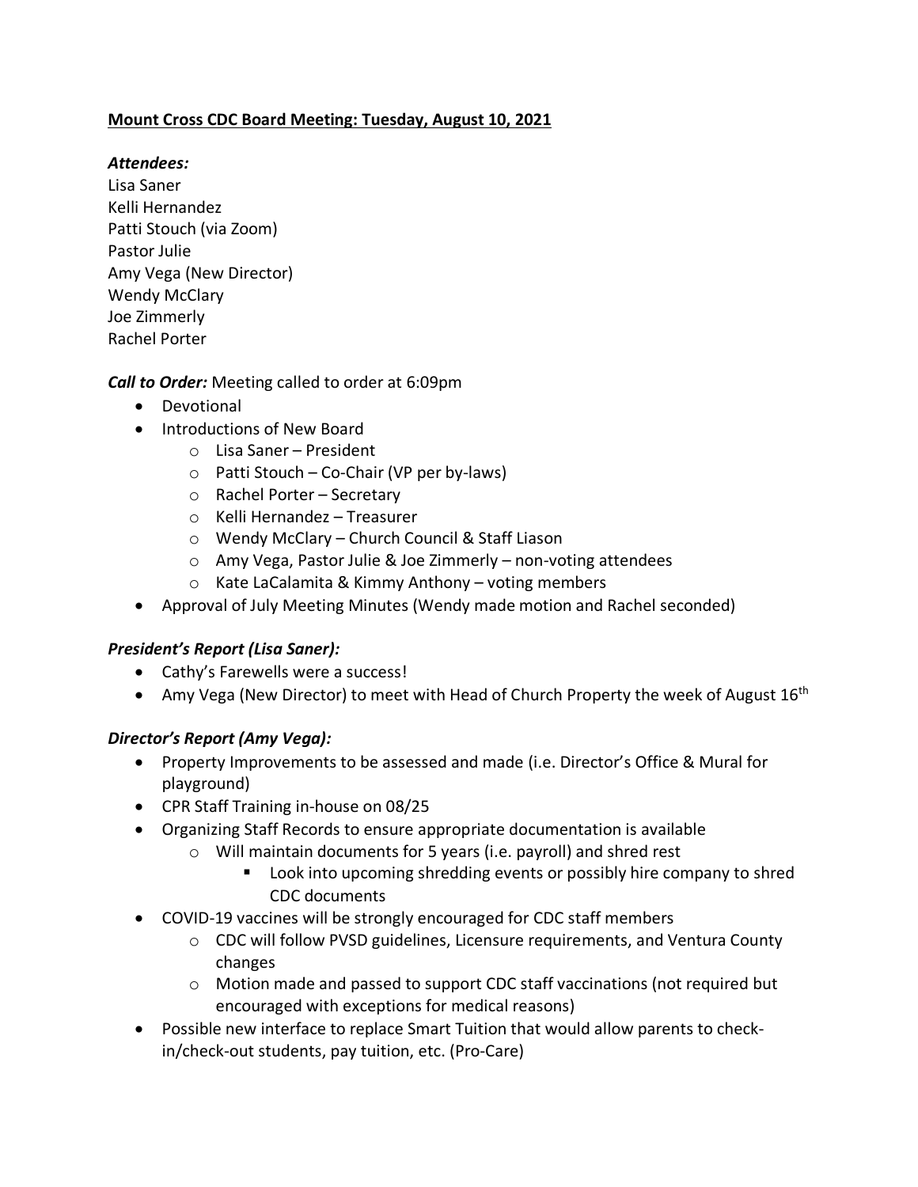**Mount Cross CDC Board Meeting: Tuesday, August 10, 2021**

***Attendees:***

Lisa Saner
Kelli Hernandez
Patti Stouch (via Zoom)
Pastor Julie
Amy Vega (New Director)
Wendy McClary
Joe Zimmerly
Rachel Porter

***Call to Order:*** Meeting called to order at 6:09pm

- Devotional
- Introductions of New Board
  - Lisa Saner – President
  - Patti Stouch – Co-Chair (VP per by-laws)
  - Rachel Porter – Secretary
  - Kelli Hernandez – Treasurer
  - Wendy McClary – Church Council & Staff Liason
  - Amy Vega, Pastor Julie & Joe Zimmerly – non-voting attendees
  - Kate LaCalamita & Kimmy Anthony – voting members
- Approval of July Meeting Minutes (Wendy made motion and Rachel seconded)

***President's Report (Lisa Saner):***

- Cathy's Farewells were a success!
- Amy Vega (New Director) to meet with Head of Church Property the week of August 16th

***Director's Report (Amy Vega):***

- Property Improvements to be assessed and made (i.e. Director's Office & Mural for playground)
- CPR Staff Training in-house on 08/25
- Organizing Staff Records to ensure appropriate documentation is available
  - Will maintain documents for 5 years (i.e. payroll) and shred rest
    - Look into upcoming shredding events or possibly hire company to shred CDC documents
- COVID-19 vaccines will be strongly encouraged for CDC staff members
  - CDC will follow PVSD guidelines, Licensure requirements, and Ventura County changes
  - Motion made and passed to support CDC staff vaccinations (not required but encouraged with exceptions for medical reasons)
- Possible new interface to replace Smart Tuition that would allow parents to check-in/check-out students, pay tuition, etc. (Pro-Care)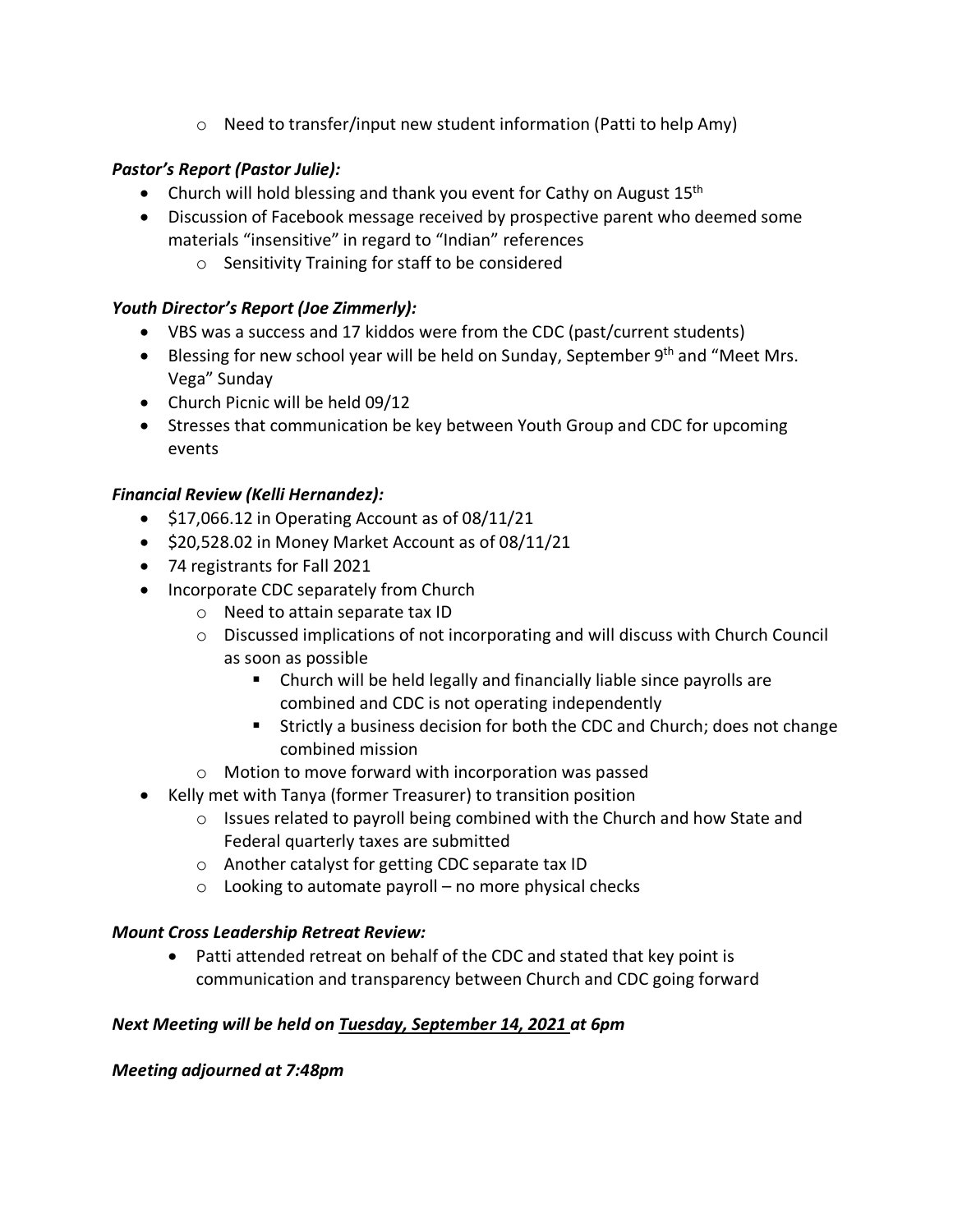- Need to transfer/input new student information (Patti to help Amy)

***Pastor's Report (Pastor Julie):***

- Church will hold blessing and thank you event for Cathy on August 15th
- Discussion of Facebook message received by prospective parent who deemed some materials "insensitive" in regard to "Indian" references
  - Sensitivity Training for staff to be considered

***Youth Director's Report (Joe Zimmerly):***

- VBS was a success and 17 kiddos were from the CDC (past/current students)
- Blessing for new school year will be held on Sunday, September 9th and "Meet Mrs. Vega" Sunday
- Church Picnic will be held 09/12
- Stresses that communication be key between Youth Group and CDC for upcoming events

***Financial Review (Kelli Hernandez):***

- $17,066.12 in Operating Account as of 08/11/21
- $20,528.02 in Money Market Account as of 08/11/21
- 74 registrants for Fall 2021
- Incorporate CDC separately from Church
  - Need to attain separate tax ID
  - Discussed implications of not incorporating and will discuss with Church Council as soon as possible
    - Church will be held legally and financially liable since payrolls are combined and CDC is not operating independently
    - Strictly a business decision for both the CDC and Church; does not change combined mission
  - Motion to move forward with incorporation was passed
- Kelly met with Tanya (former Treasurer) to transition position
  - Issues related to payroll being combined with the Church and how State and Federal quarterly taxes are submitted
  - Another catalyst for getting CDC separate tax ID
  - Looking to automate payroll – no more physical checks

***Mount Cross Leadership Retreat Review:***

- Patti attended retreat on behalf of the CDC and stated that key point is communication and transparency between Church and CDC going forward

***Next Meeting will be held on <u>Tuesday, September 14, 2021</u> at 6pm***

***Meeting adjourned at 7:48pm***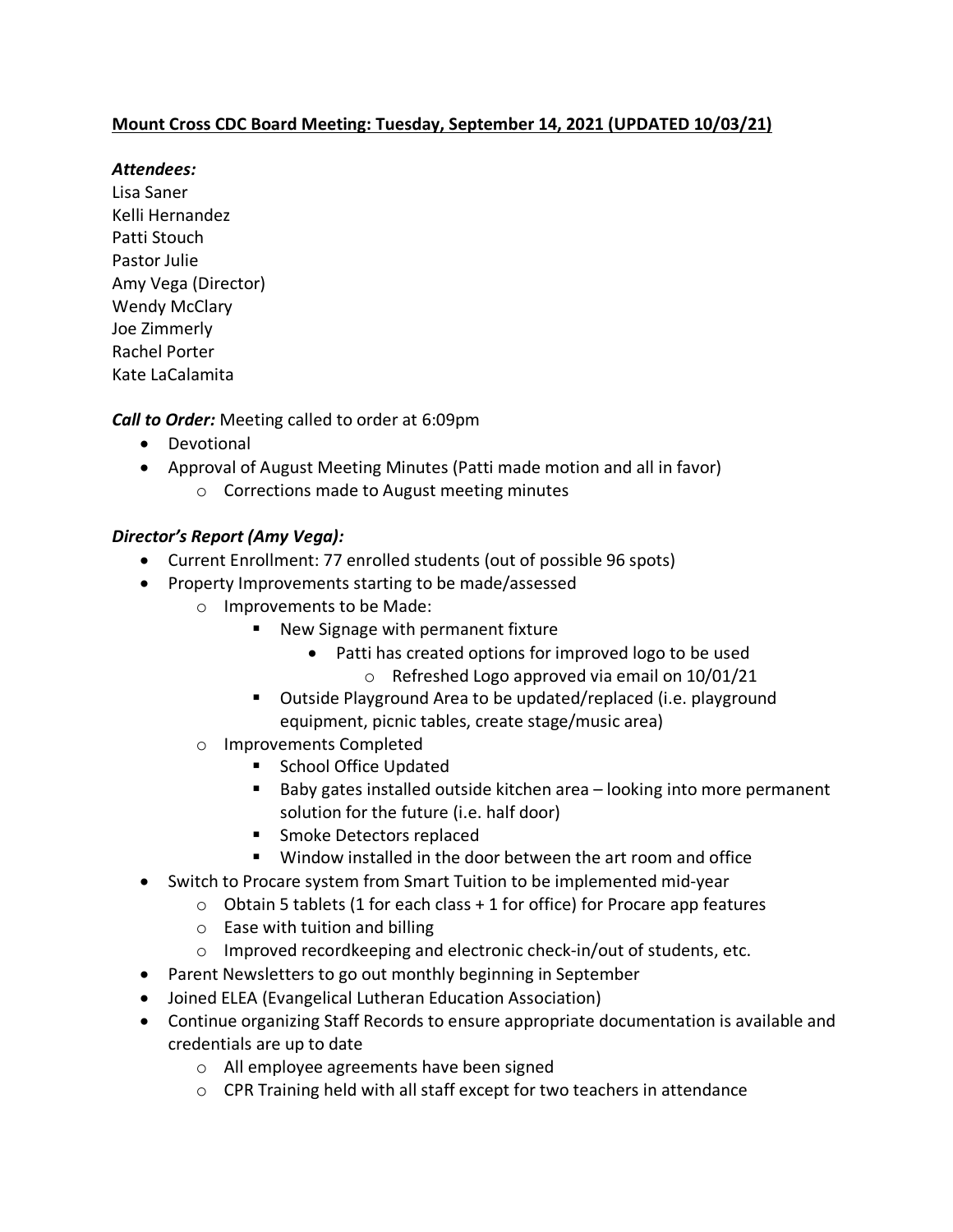**Mount Cross CDC Board Meeting: Tuesday, September 14, 2021 (UPDATED 10/03/21)**

***Attendees:***

Lisa Saner
Kelli Hernandez
Patti Stouch
Pastor Julie
Amy Vega (Director)
Wendy McClary
Joe Zimmerly
Rachel Porter
Kate LaCalamita

***Call to Order:*** Meeting called to order at 6:09pm

- Devotional
- Approval of August Meeting Minutes (Patti made motion and all in favor)
  - Corrections made to August meeting minutes

***Director's Report (Amy Vega):***

- Current Enrollment: 77 enrolled students (out of possible 96 spots)
- Property Improvements starting to be made/assessed
  - Improvements to be Made:
    - New Signage with permanent fixture
      - Patti has created options for improved logo to be used
        - Refreshed Logo approved via email on 10/01/21
    - Outside Playground Area to be updated/replaced (i.e. playground equipment, picnic tables, create stage/music area)
  - Improvements Completed
    - School Office Updated
    - Baby gates installed outside kitchen area – looking into more permanent solution for the future (i.e. half door)
    - Smoke Detectors replaced
    - Window installed in the door between the art room and office
- Switch to Procare system from Smart Tuition to be implemented mid-year
  - Obtain 5 tablets (1 for each class + 1 for office) for Procare app features
  - Ease with tuition and billing
  - Improved recordkeeping and electronic check-in/out of students, etc.
- Parent Newsletters to go out monthly beginning in September
- Joined ELEA (Evangelical Lutheran Education Association)
- Continue organizing Staff Records to ensure appropriate documentation is available and credentials are up to date
  - All employee agreements have been signed
  - CPR Training held with all staff except for two teachers in attendance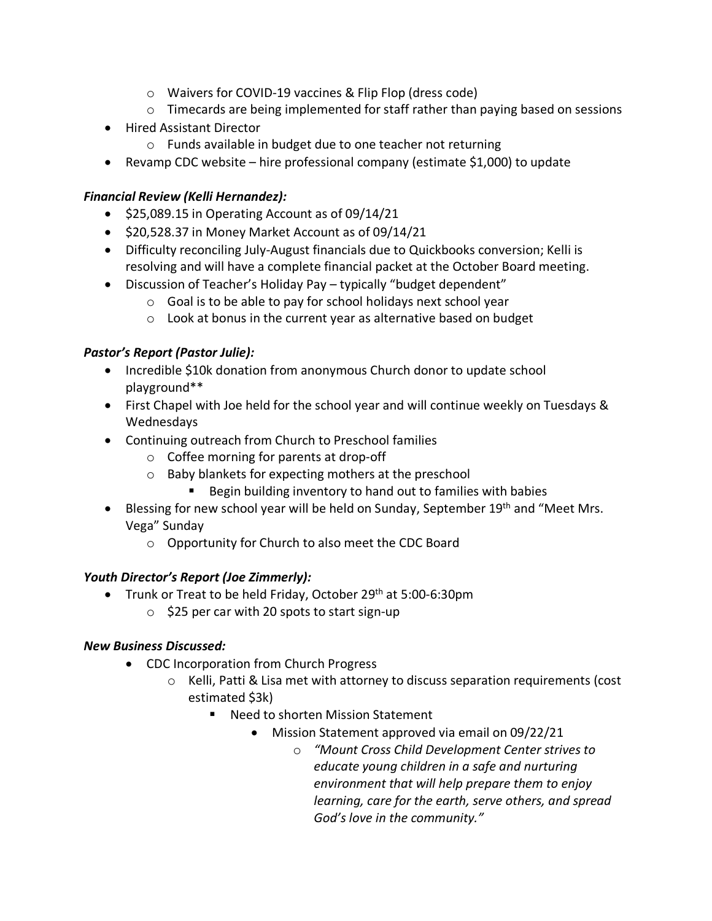- Waivers for COVID-19 vaccines & Flip Flop (dress code)
  - Timecards are being implemented for staff rather than paying based on sessions
- Hired Assistant Director
  - Funds available in budget due to one teacher not returning
- Revamp CDC website – hire professional company (estimate $1,000) to update

***Financial Review (Kelli Hernandez):***

- $25,089.15 in Operating Account as of 09/14/21
- $20,528.37 in Money Market Account as of 09/14/21
- Difficulty reconciling July-August financials due to Quickbooks conversion; Kelli is resolving and will have a complete financial packet at the October Board meeting.
- Discussion of Teacher's Holiday Pay – typically "budget dependent"
  - Goal is to be able to pay for school holidays next school year
  - Look at bonus in the current year as alternative based on budget

***Pastor's Report (Pastor Julie):***

- Incredible $10k donation from anonymous Church donor to update school playground**
- First Chapel with Joe held for the school year and will continue weekly on Tuesdays & Wednesdays
- Continuing outreach from Church to Preschool families
  - Coffee morning for parents at drop-off
  - Baby blankets for expecting mothers at the preschool
    - Begin building inventory to hand out to families with babies
- Blessing for new school year will be held on Sunday, September 19th and "Meet Mrs. Vega" Sunday
  - Opportunity for Church to also meet the CDC Board

***Youth Director's Report (Joe Zimmerly):***

- Trunk or Treat to be held Friday, October 29th at 5:00-6:30pm
  - $25 per car with 20 spots to start sign-up

***New Business Discussed:***

- CDC Incorporation from Church Progress
  - Kelli, Patti & Lisa met with attorney to discuss separation requirements (cost estimated $3k)
    - Need to shorten Mission Statement
      - Mission Statement approved via email on 09/22/21
        - *"Mount Cross Child Development Center strives to educate young children in a safe and nurturing environment that will help prepare them to enjoy learning, care for the earth, serve others, and spread God's love in the community."*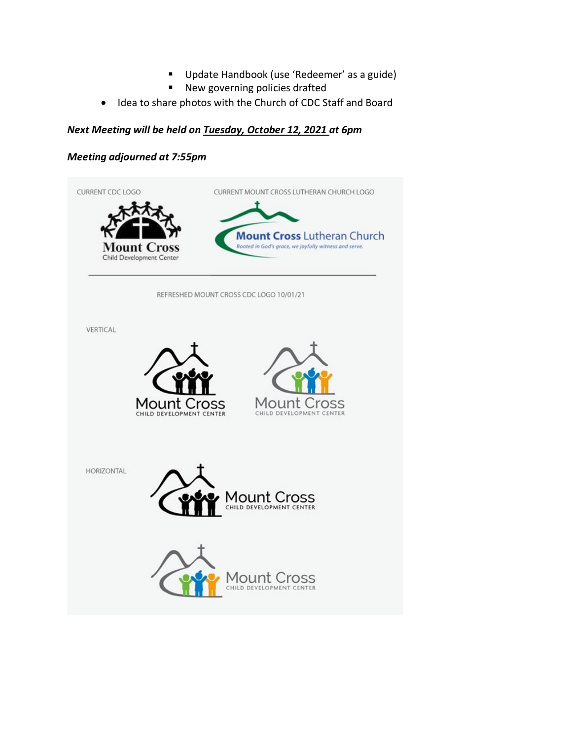- Update Handbook (use 'Redeemer' as a guide)
    - New governing policies drafted
- Idea to share photos with the Church of CDC Staff and Board

***Next Meeting will be held on <u>Tuesday, October 12, 2021</u> at 6pm***

***Meeting adjourned at 7:55pm***

CURRENT CDC LOGO

Mount Cross
Child Development Center

CURRENT MOUNT CROSS LUTHERAN CHURCH LOGO

Mount Cross Lutheran Church
Rooted in God's grace, we joyfully witness and serve.

REFRESHED MOUNT CROSS CDC LOGO 10/01/21

VERTICAL

Mount Cross
CHILD DEVELOPMENT CENTER

Mount Cross
CHILD DEVELOPMENT CENTER

HORIZONTAL

Mount Cross
CHILD DEVELOPMENT CENTER

Mount Cross
CHILD DEVELOPMENT CENTER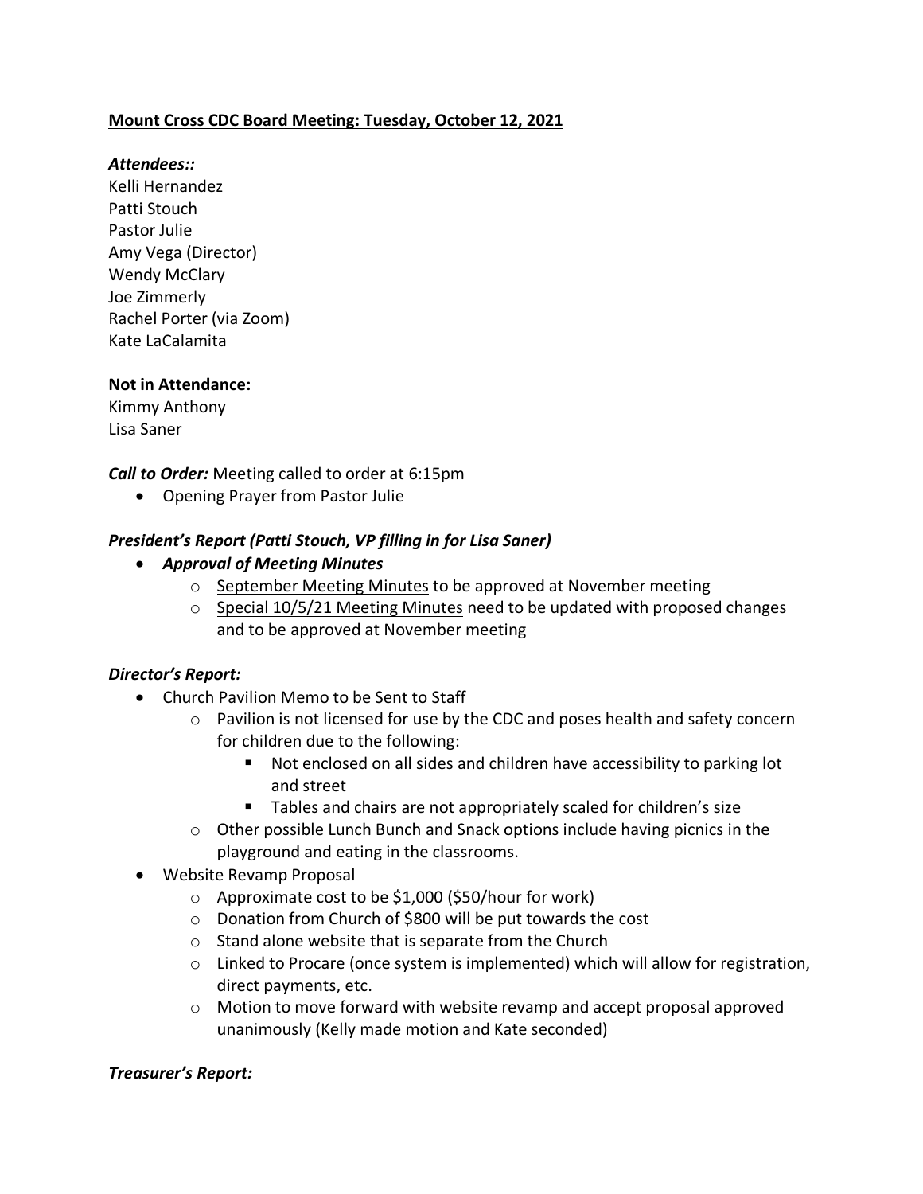**Mount Cross CDC Board Meeting: Tuesday, October 12, 2021**

***Attendees::***
Kelli Hernandez
Patti Stouch
Pastor Julie
Amy Vega (Director)
Wendy McClary
Joe Zimmerly
Rachel Porter (via Zoom)
Kate LaCalamita

**Not in Attendance:**
Kimmy Anthony
Lisa Saner

***Call to Order:*** Meeting called to order at 6:15pm

- Opening Prayer from Pastor Julie

***President's Report (Patti Stouch, VP filling in for Lisa Saner)***

- ***Approval of Meeting Minutes***
  - September Meeting Minutes to be approved at November meeting
  - Special 10/5/21 Meeting Minutes need to be updated with proposed changes and to be approved at November meeting

***Director's Report:***

- Church Pavilion Memo to be Sent to Staff
  - Pavilion is not licensed for use by the CDC and poses health and safety concern for children due to the following:
    - Not enclosed on all sides and children have accessibility to parking lot and street
    - Tables and chairs are not appropriately scaled for children's size
  - Other possible Lunch Bunch and Snack options include having picnics in the playground and eating in the classrooms.
- Website Revamp Proposal
  - Approximate cost to be $1,000 ($50/hour for work)
  - Donation from Church of $800 will be put towards the cost
  - Stand alone website that is separate from the Church
  - Linked to Procare (once system is implemented) which will allow for registration, direct payments, etc.
  - Motion to move forward with website revamp and accept proposal approved unanimously (Kelly made motion and Kate seconded)

***Treasurer's Report:***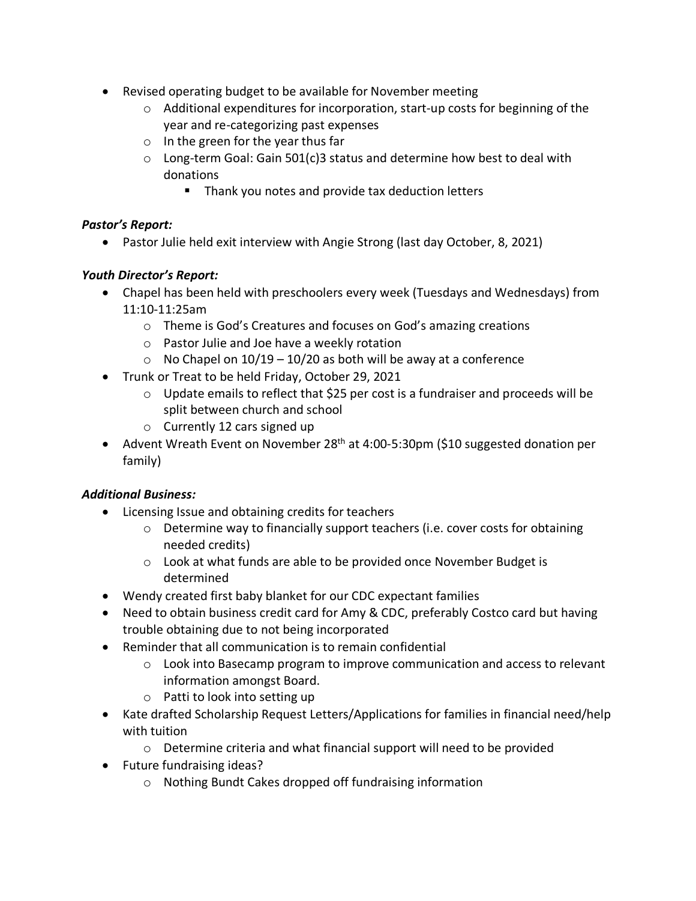- Revised operating budget to be available for November meeting
    - Additional expenditures for incorporation, start-up costs for beginning of the year and re-categorizing past expenses
    - In the green for the year thus far
    - Long-term Goal: Gain 501(c)3 status and determine how best to deal with donations
        - Thank you notes and provide tax deduction letters

***Pastor's Report:***

- Pastor Julie held exit interview with Angie Strong (last day October, 8, 2021)

***Youth Director's Report:***

- Chapel has been held with preschoolers every week (Tuesdays and Wednesdays) from 11:10-11:25am
    - Theme is God's Creatures and focuses on God's amazing creations
    - Pastor Julie and Joe have a weekly rotation
    - No Chapel on 10/19 – 10/20 as both will be away at a conference
- Trunk or Treat to be held Friday, October 29, 2021
    - Update emails to reflect that $25 per cost is a fundraiser and proceeds will be split between church and school
    - Currently 12 cars signed up
- Advent Wreath Event on November 28th at 4:00-5:30pm ($10 suggested donation per family)

***Additional Business:***

- Licensing Issue and obtaining credits for teachers
    - Determine way to financially support teachers (i.e. cover costs for obtaining needed credits)
    - Look at what funds are able to be provided once November Budget is determined
- Wendy created first baby blanket for our CDC expectant families
- Need to obtain business credit card for Amy & CDC, preferably Costco card but having trouble obtaining due to not being incorporated
- Reminder that all communication is to remain confidential
    - Look into Basecamp program to improve communication and access to relevant information amongst Board.
    - Patti to look into setting up
- Kate drafted Scholarship Request Letters/Applications for families in financial need/help with tuition
    - Determine criteria and what financial support will need to be provided
- Future fundraising ideas?
    - Nothing Bundt Cakes dropped off fundraising information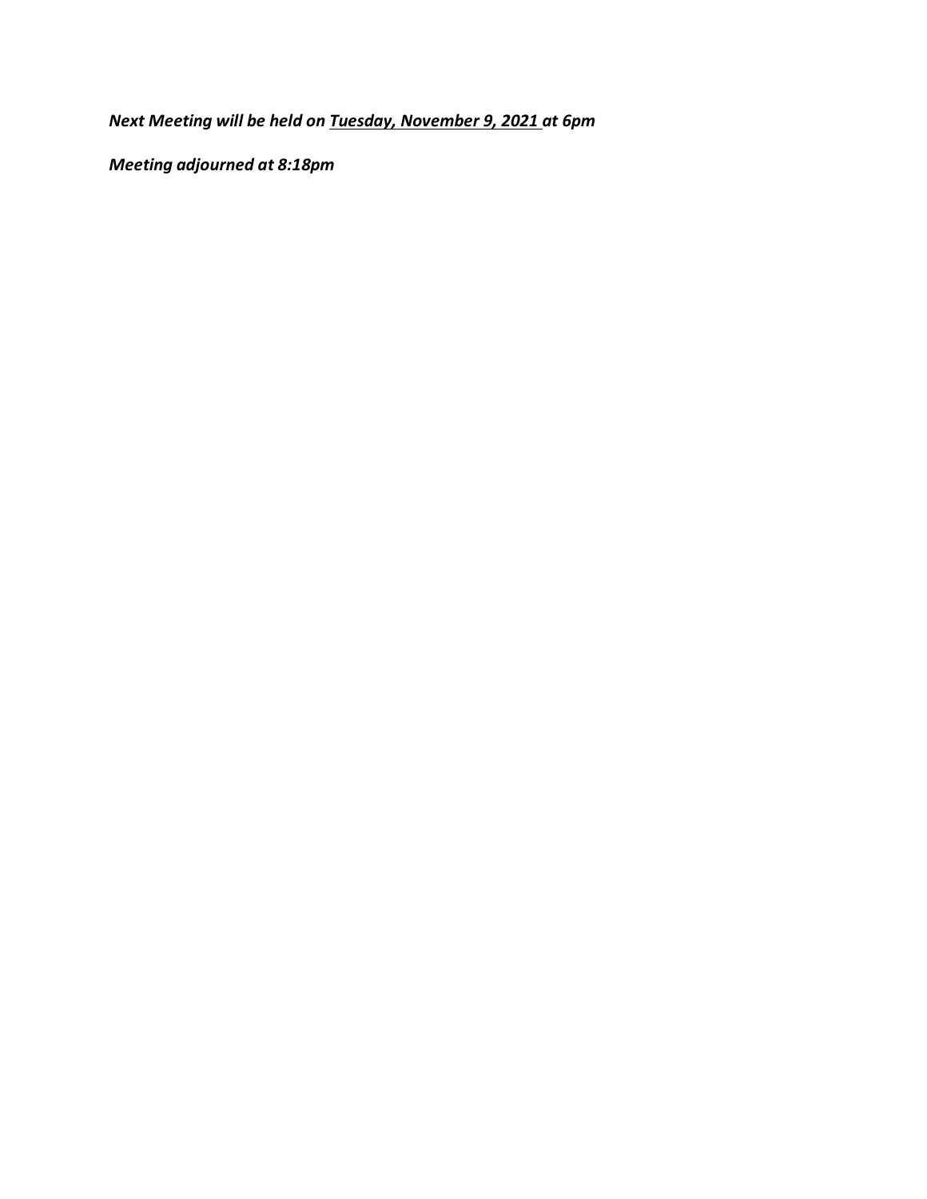***Next Meeting will be held on <u>Tuesday, November 9, 2021</u> at 6pm***

***Meeting adjourned at 8:18pm***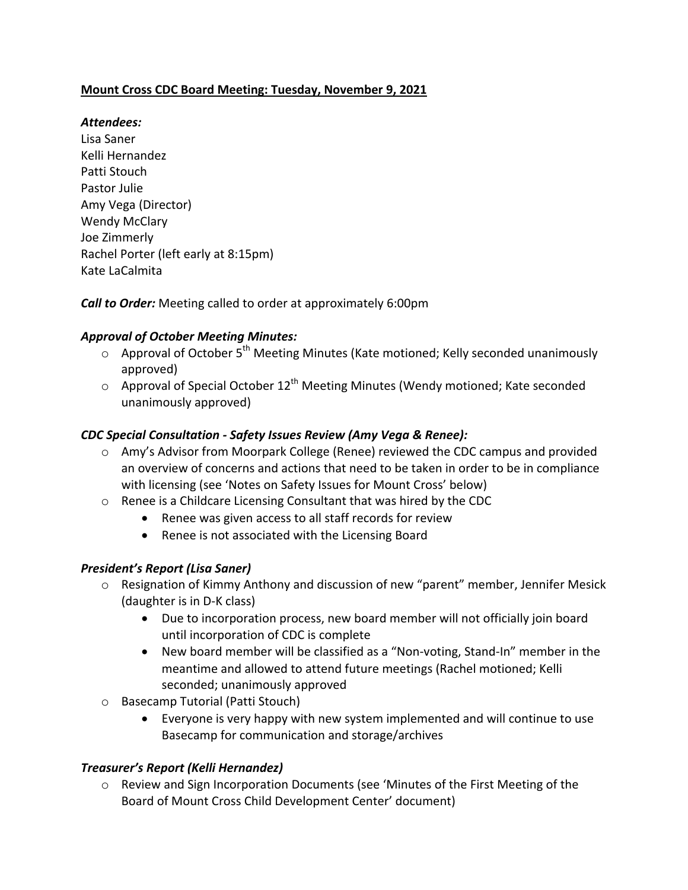**Mount Cross CDC Board Meeting: Tuesday, November 9, 2021**

***Attendees:***

Lisa Saner
Kelli Hernandez
Patti Stouch
Pastor Julie
Amy Vega (Director)
Wendy McClary
Joe Zimmerly
Rachel Porter (left early at 8:15pm)
Kate LaCalmita

***Call to Order:*** Meeting called to order at approximately 6:00pm

***Approval of October Meeting Minutes:***

- Approval of October 5th Meeting Minutes (Kate motioned; Kelly seconded unanimously approved)
- Approval of Special October 12th Meeting Minutes (Wendy motioned; Kate seconded unanimously approved)

***CDC Special Consultation - Safety Issues Review (Amy Vega & Renee):***

- Amy's Advisor from Moorpark College (Renee) reviewed the CDC campus and provided an overview of concerns and actions that need to be taken in order to be in compliance with licensing (see 'Notes on Safety Issues for Mount Cross' below)
- Renee is a Childcare Licensing Consultant that was hired by the CDC
  - Renee was given access to all staff records for review
  - Renee is not associated with the Licensing Board

***President's Report (Lisa Saner)***

- Resignation of Kimmy Anthony and discussion of new "parent" member, Jennifer Mesick (daughter is in D-K class)
  - Due to incorporation process, new board member will not officially join board until incorporation of CDC is complete
  - New board member will be classified as a "Non-voting, Stand-In" member in the meantime and allowed to attend future meetings (Rachel motioned; Kelli seconded; unanimously approved
- Basecamp Tutorial (Patti Stouch)
  - Everyone is very happy with new system implemented and will continue to use Basecamp for communication and storage/archives

***Treasurer's Report (Kelli Hernandez)***

- Review and Sign Incorporation Documents (see 'Minutes of the First Meeting of the Board of Mount Cross Child Development Center' document)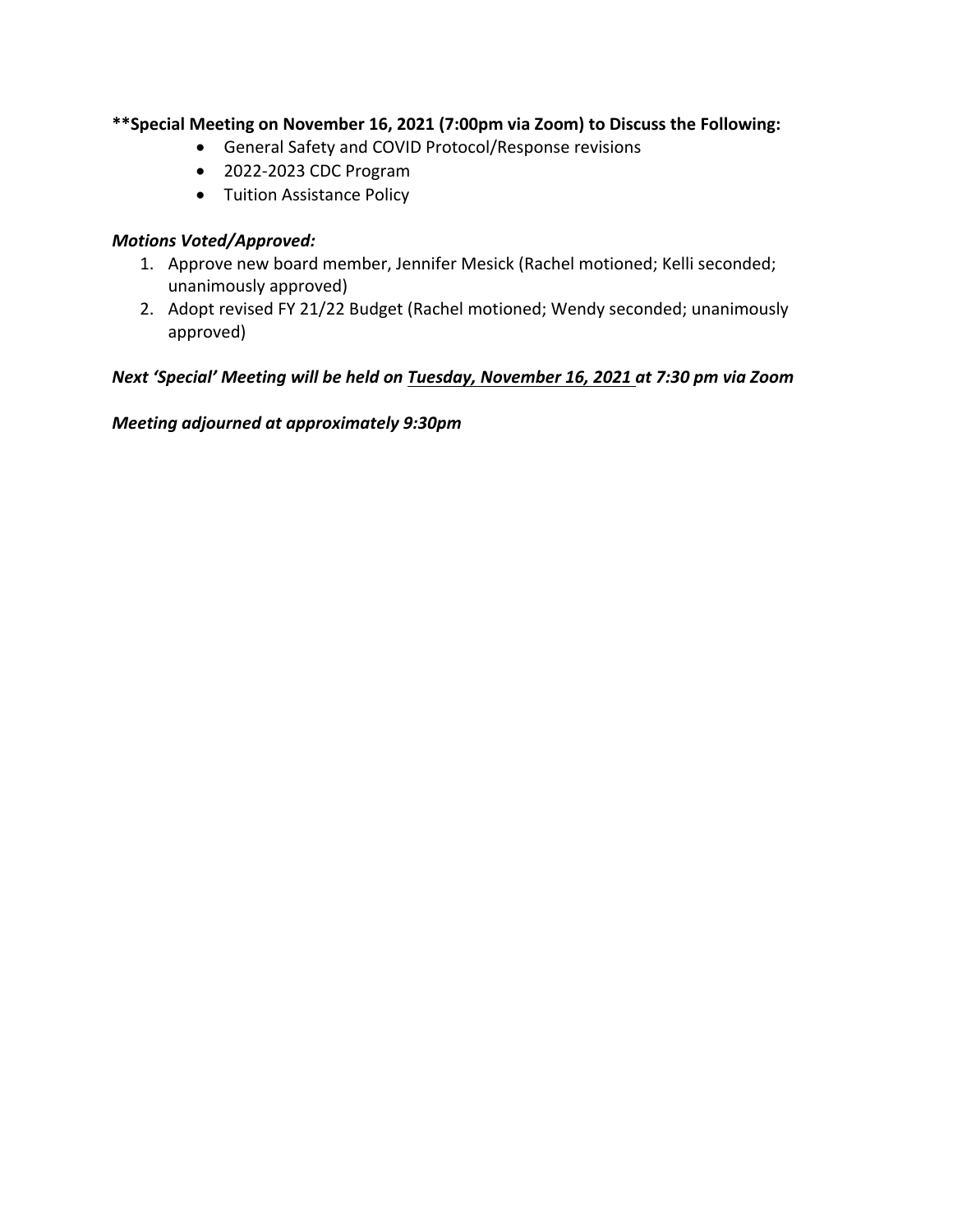**\*\*Special Meeting on November 16, 2021 (7:00pm via Zoom) to Discuss the Following:**

- General Safety and COVID Protocol/Response revisions
- 2022-2023 CDC Program
- Tuition Assistance Policy

***Motions Voted/Approved:***

1. Approve new board member, Jennifer Mesick (Rachel motioned; Kelli seconded; unanimously approved)
2. Adopt revised FY 21/22 Budget (Rachel motioned; Wendy seconded; unanimously approved)

***Next 'Special' Meeting will be held on <u>Tuesday, November 16, 2021</u> at 7:30 pm via Zoom***

***Meeting adjourned at approximately 9:30pm***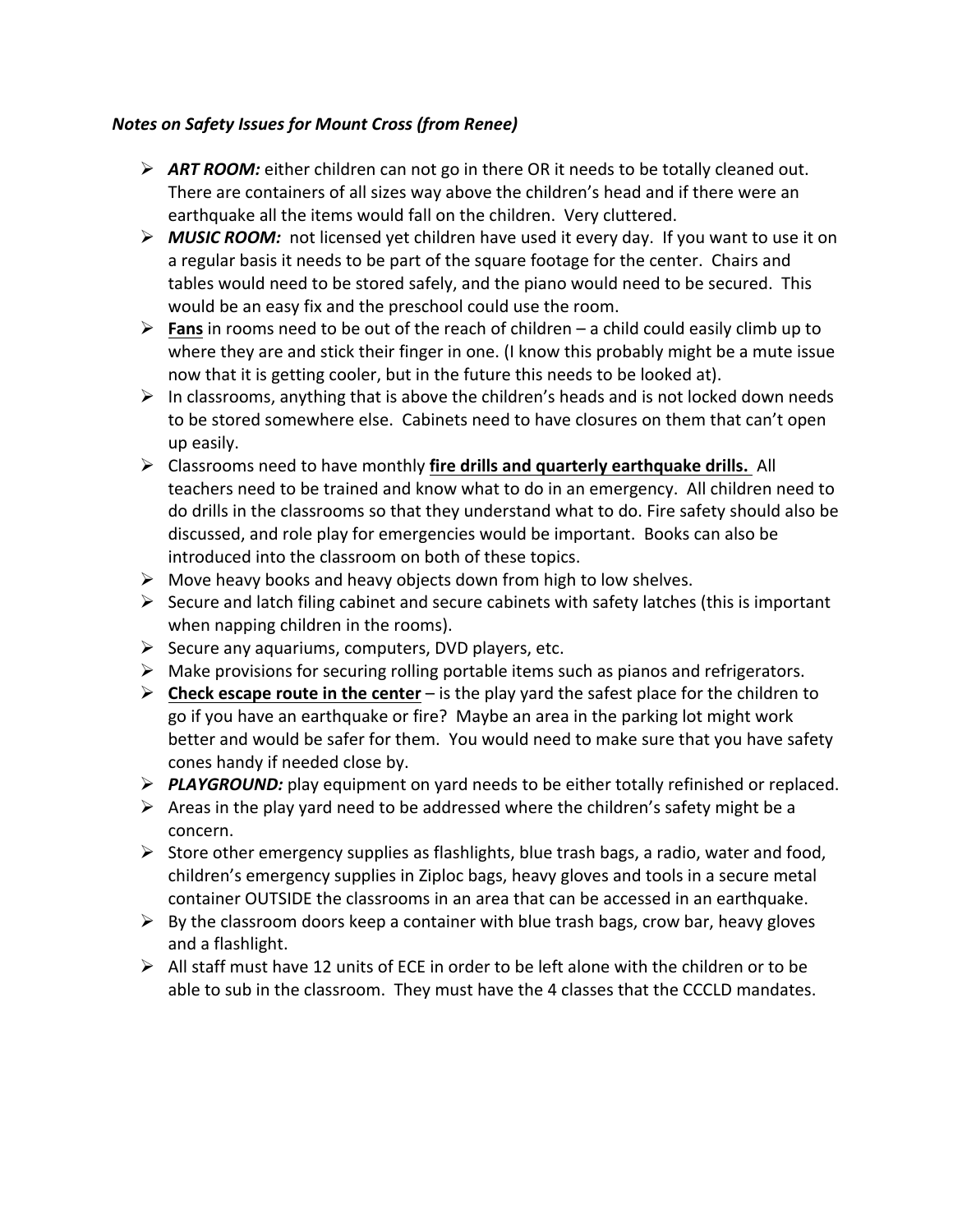***Notes on Safety Issues for Mount Cross (from Renee)***

- ***ART ROOM:*** either children can not go in there OR it needs to be totally cleaned out. There are containers of all sizes way above the children's head and if there were an earthquake all the items would fall on the children. Very cluttered.
- ***MUSIC ROOM:*** not licensed yet children have used it every day. If you want to use it on a regular basis it needs to be part of the square footage for the center. Chairs and tables would need to be stored safely, and the piano would need to be secured. This would be an easy fix and the preschool could use the room.
- **<u>Fans</u>** in rooms need to be out of the reach of children – a child could easily climb up to where they are and stick their finger in one. (I know this probably might be a mute issue now that it is getting cooler, but in the future this needs to be looked at).
- In classrooms, anything that is above the children's heads and is not locked down needs to be stored somewhere else. Cabinets need to have closures on them that can't open up easily.
- Classrooms need to have monthly **<u>fire drills and quarterly earthquake drills.</u>** All teachers need to be trained and know what to do in an emergency. All children need to do drills in the classrooms so that they understand what to do. Fire safety should also be discussed, and role play for emergencies would be important. Books can also be introduced into the classroom on both of these topics.
- Move heavy books and heavy objects down from high to low shelves.
- Secure and latch filing cabinet and secure cabinets with safety latches (this is important when napping children in the rooms).
- Secure any aquariums, computers, DVD players, etc.
- Make provisions for securing rolling portable items such as pianos and refrigerators.
- **<u>Check escape route in the center</u>** – is the play yard the safest place for the children to go if you have an earthquake or fire? Maybe an area in the parking lot might work better and would be safer for them. You would need to make sure that you have safety cones handy if needed close by.
- ***PLAYGROUND:*** play equipment on yard needs to be either totally refinished or replaced.
- Areas in the play yard need to be addressed where the children's safety might be a concern.
- Store other emergency supplies as flashlights, blue trash bags, a radio, water and food, children's emergency supplies in Ziploc bags, heavy gloves and tools in a secure metal container OUTSIDE the classrooms in an area that can be accessed in an earthquake.
- By the classroom doors keep a container with blue trash bags, crow bar, heavy gloves and a flashlight.
- All staff must have 12 units of ECE in order to be left alone with the children or to be able to sub in the classroom. They must have the 4 classes that the CCCLD mandates.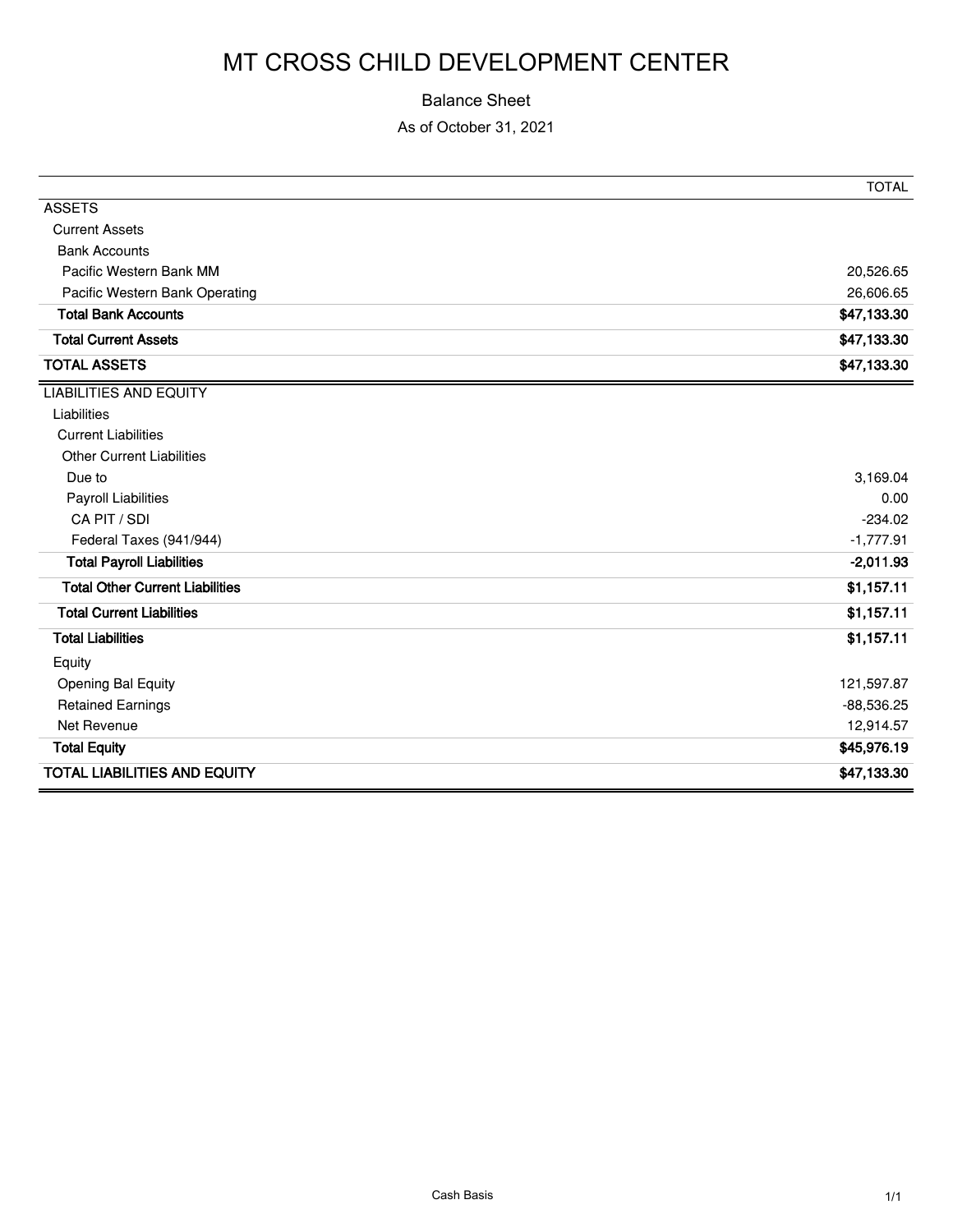# MT CROSS CHILD DEVELOPMENT CENTER

Balance Sheet

As of October 31, 2021

| | TOTAL |
|---|---|
| ASSETS | |
| Current Assets | |
| Bank Accounts | |
| Pacific Western Bank MM | 20,526.65 |
| Pacific Western Bank Operating | 26,606.65 |
| **Total Bank Accounts** | **$47,133.30** |
| **Total Current Assets** | **$47,133.30** |
| **TOTAL ASSETS** | **$47,133.30** |
| LIABILITIES AND EQUITY | |
| Liabilities | |
| Current Liabilities | |
| Other Current Liabilities | |
| Due to | 3,169.04 |
| Payroll Liabilities | 0.00 |
| CA PIT / SDI | -234.02 |
| Federal Taxes (941/944) | -1,777.91 |
| **Total Payroll Liabilities** | **-2,011.93** |
| **Total Other Current Liabilities** | **$1,157.11** |
| **Total Current Liabilities** | **$1,157.11** |
| **Total Liabilities** | **$1,157.11** |
| Equity | |
| Opening Bal Equity | 121,597.87 |
| Retained Earnings | -88,536.25 |
| Net Revenue | 12,914.57 |
| **Total Equity** | **$45,976.19** |
| **TOTAL LIABILITIES AND EQUITY** | **$47,133.30** |

Cash Basis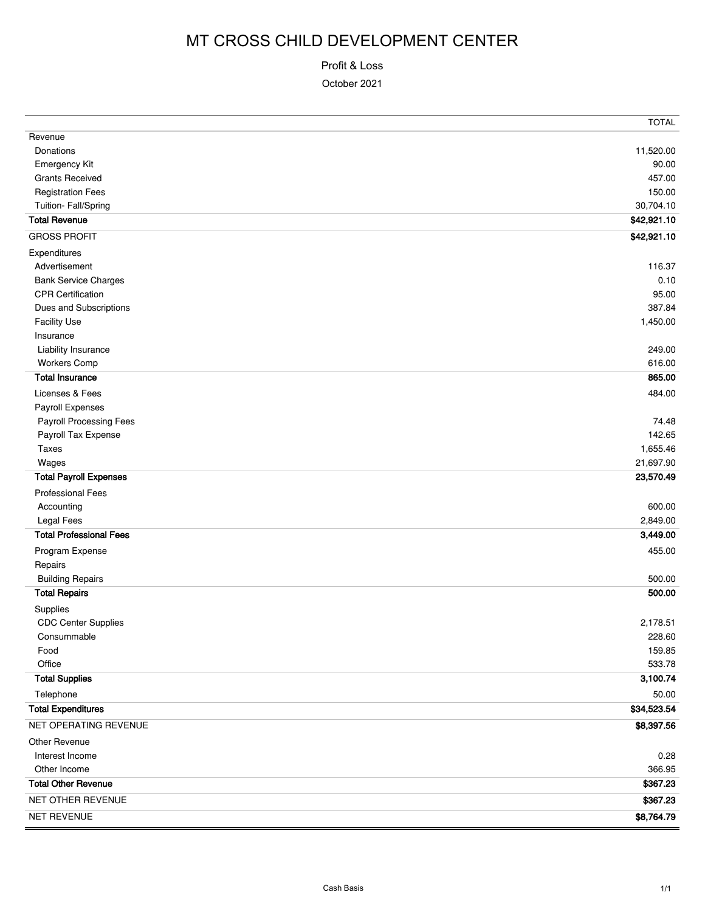# MT CROSS CHILD DEVELOPMENT CENTER

Profit & Loss

October 2021

| | TOTAL |
|---|---|
| Revenue | |
| Donations | 11,520.00 |
| Emergency Kit | 90.00 |
| Grants Received | 457.00 |
| Registration Fees | 150.00 |
| Tuition- Fall/Spring | 30,704.10 |
| **Total Revenue** | **$42,921.10** |
| GROSS PROFIT | **$42,921.10** |
| Expenditures | |
| Advertisement | 116.37 |
| Bank Service Charges | 0.10 |
| CPR Certification | 95.00 |
| Dues and Subscriptions | 387.84 |
| Facility Use | 1,450.00 |
| Insurance | |
| Liability Insurance | 249.00 |
| Workers Comp | 616.00 |
| **Total Insurance** | **865.00** |
| Licenses & Fees | 484.00 |
| Payroll Expenses | |
| Payroll Processing Fees | 74.48 |
| Payroll Tax Expense | 142.65 |
| Taxes | 1,655.46 |
| Wages | 21,697.90 |
| **Total Payroll Expenses** | **23,570.49** |
| Professional Fees | |
| Accounting | 600.00 |
| Legal Fees | 2,849.00 |
| **Total Professional Fees** | **3,449.00** |
| Program Expense | 455.00 |
| Repairs | |
| Building Repairs | 500.00 |
| **Total Repairs** | **500.00** |
| Supplies | |
| CDC Center Supplies | 2,178.51 |
| Consummable | 228.60 |
| Food | 159.85 |
| Office | 533.78 |
| **Total Supplies** | **3,100.74** |
| Telephone | 50.00 |
| **Total Expenditures** | **$34,523.54** |
| NET OPERATING REVENUE | **$8,397.56** |
| Other Revenue | |
| Interest Income | 0.28 |
| Other Income | 366.95 |
| **Total Other Revenue** | **$367.23** |
| NET OTHER REVENUE | **$367.23** |
| NET REVENUE | **$8,764.79** |

Cash Basis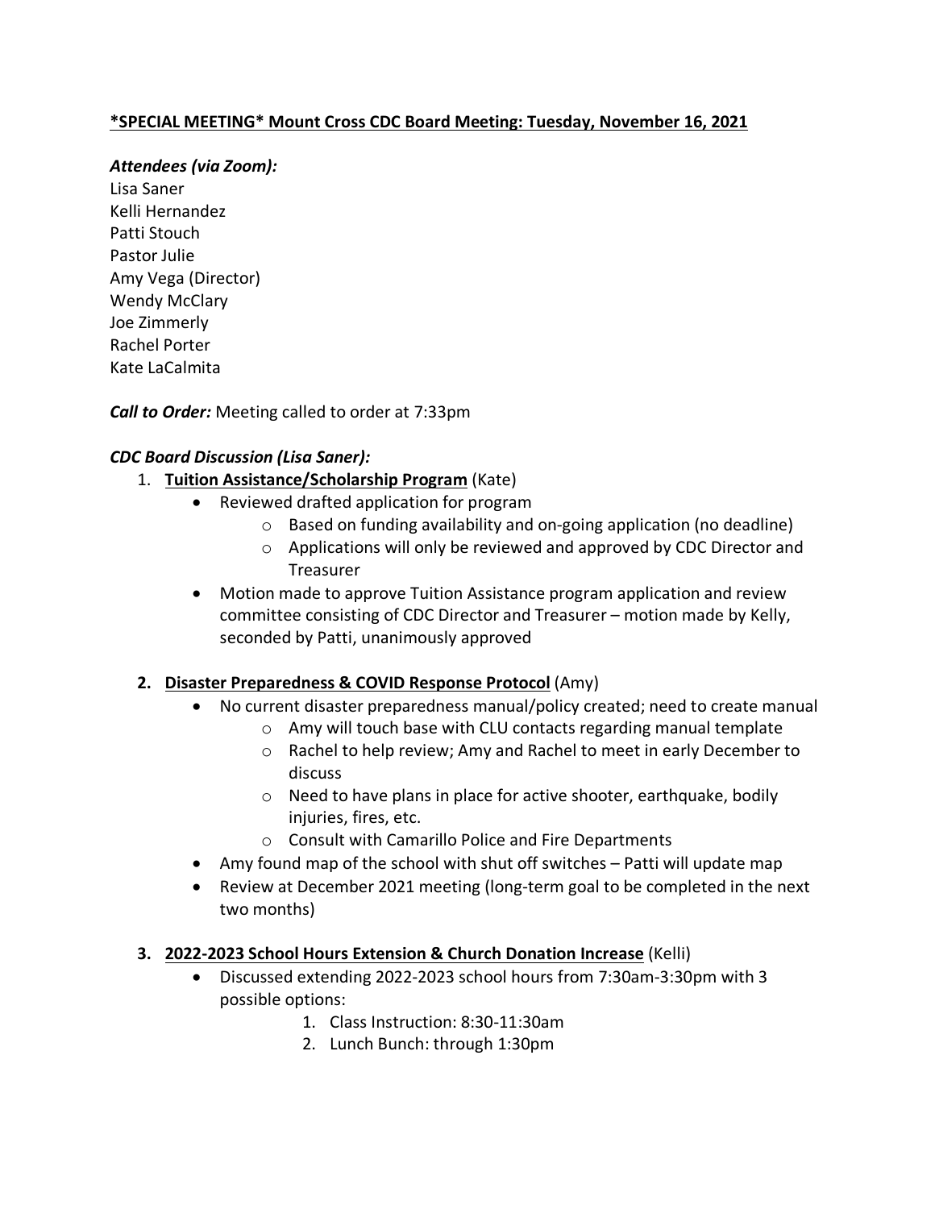**<u>*SPECIAL MEETING* Mount Cross CDC Board Meeting: Tuesday, November 16, 2021</u>**

***Attendees (via Zoom):***
Lisa Saner
Kelli Hernandez
Patti Stouch
Pastor Julie
Amy Vega (Director)
Wendy McClary
Joe Zimmerly
Rachel Porter
Kate LaCalmita

***Call to Order:*** Meeting called to order at 7:33pm

***CDC Board Discussion (Lisa Saner):***

1. **<u>Tuition Assistance/Scholarship Program</u>** (Kate)
   - Reviewed drafted application for program
     - Based on funding availability and on-going application (no deadline)
     - Applications will only be reviewed and approved by CDC Director and Treasurer
   - Motion made to approve Tuition Assistance program application and review committee consisting of CDC Director and Treasurer – motion made by Kelly, seconded by Patti, unanimously approved

2. **<u>Disaster Preparedness & COVID Response Protocol</u>** (Amy)
   - No current disaster preparedness manual/policy created; need to create manual
     - Amy will touch base with CLU contacts regarding manual template
     - Rachel to help review; Amy and Rachel to meet in early December to discuss
     - Need to have plans in place for active shooter, earthquake, bodily injuries, fires, etc.
     - Consult with Camarillo Police and Fire Departments
   - Amy found map of the school with shut off switches – Patti will update map
   - Review at December 2021 meeting (long-term goal to be completed in the next two months)

3. **<u>2022-2023 School Hours Extension & Church Donation Increase</u>** (Kelli)
   - Discussed extending 2022-2023 school hours from 7:30am-3:30pm with 3 possible options:
     1. Class Instruction: 8:30-11:30am
     2. Lunch Bunch: through 1:30pm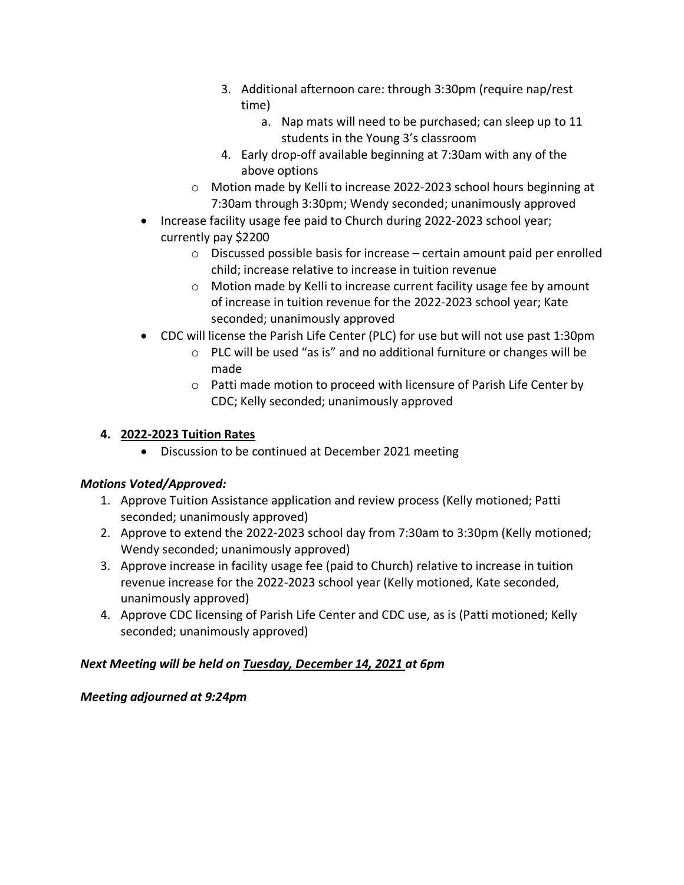3. Additional afternoon care: through 3:30pm (require nap/rest time)
      a. Nap mats will need to be purchased; can sleep up to 11 students in the Young 3's classroom
   4. Early drop-off available beginning at 7:30am with any of the above options
   - Motion made by Kelli to increase 2022-2023 school hours beginning at 7:30am through 3:30pm; Wendy seconded; unanimously approved
- Increase facility usage fee paid to Church during 2022-2023 school year; currently pay $2200
  - Discussed possible basis for increase – certain amount paid per enrolled child; increase relative to increase in tuition revenue
  - Motion made by Kelli to increase current facility usage fee by amount of increase in tuition revenue for the 2022-2023 school year; Kate seconded; unanimously approved
- CDC will license the Parish Life Center (PLC) for use but will not use past 1:30pm
  - PLC will be used "as is" and no additional furniture or changes will be made
  - Patti made motion to proceed with licensure of Parish Life Center by CDC; Kelly seconded; unanimously approved

**4. <u>2022-2023 Tuition Rates</u>**

- Discussion to be continued at December 2021 meeting

***Motions Voted/Approved:***

1. Approve Tuition Assistance application and review process (Kelly motioned; Patti seconded; unanimously approved)
2. Approve to extend the 2022-2023 school day from 7:30am to 3:30pm (Kelly motioned; Wendy seconded; unanimously approved)
3. Approve increase in facility usage fee (paid to Church) relative to increase in tuition revenue increase for the 2022-2023 school year (Kelly motioned, Kate seconded, unanimously approved)
4. Approve CDC licensing of Parish Life Center and CDC use, as is (Patti motioned; Kelly seconded; unanimously approved)

***Next Meeting will be held on <u>Tuesday, December 14, 2021</u> at 6pm***

***Meeting adjourned at 9:24pm***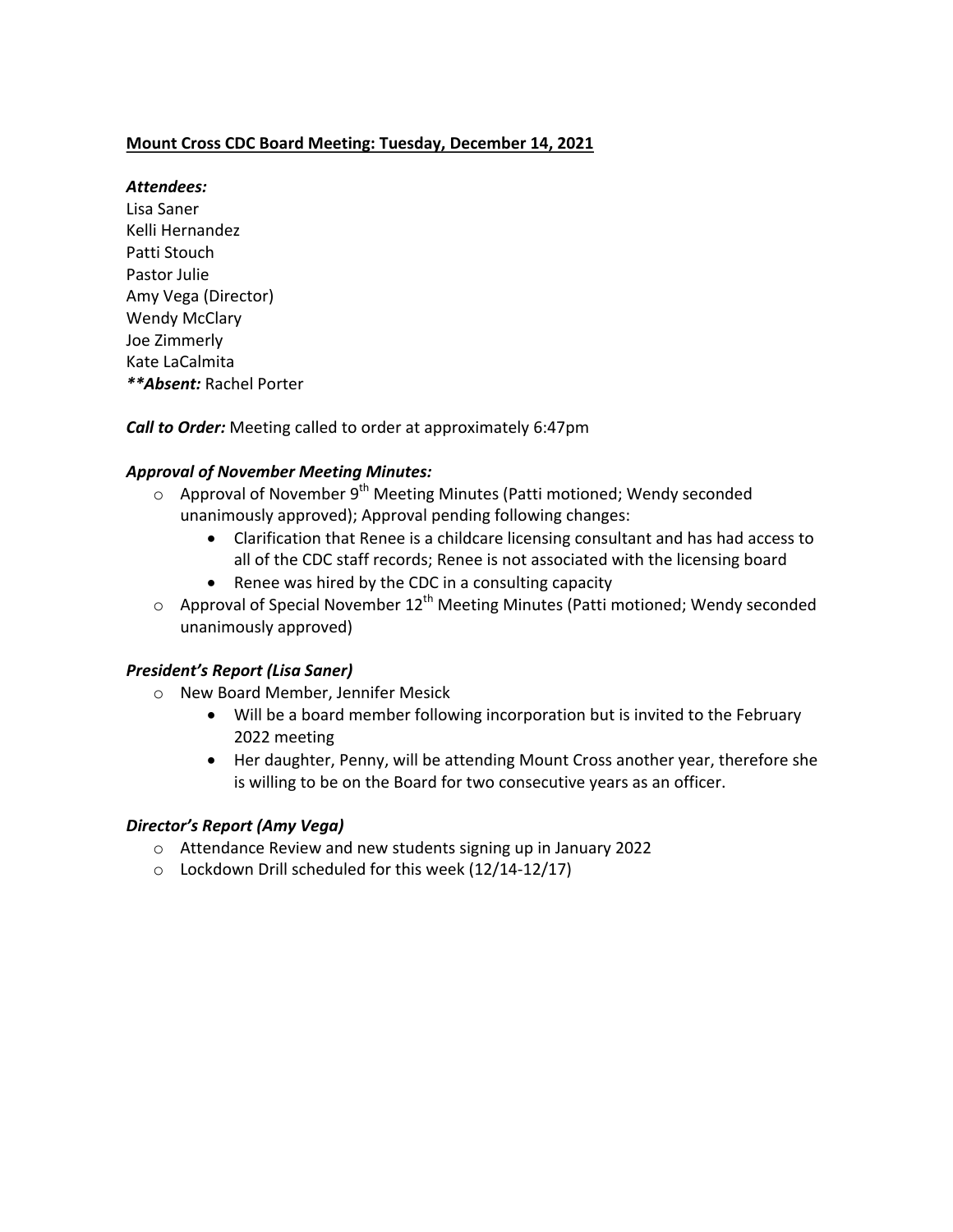**Mount Cross CDC Board Meeting: Tuesday, December 14, 2021**

***Attendees:***
Lisa Saner
Kelli Hernandez
Patti Stouch
Pastor Julie
Amy Vega (Director)
Wendy McClary
Joe Zimmerly
Kate LaCalmita
***\*\*Absent:*** Rachel Porter

***Call to Order:*** Meeting called to order at approximately 6:47pm

***Approval of November Meeting Minutes:***

- Approval of November 9th Meeting Minutes (Patti motioned; Wendy seconded unanimously approved); Approval pending following changes:
  - Clarification that Renee is a childcare licensing consultant and has had access to all of the CDC staff records; Renee is not associated with the licensing board
  - Renee was hired by the CDC in a consulting capacity
- Approval of Special November 12th Meeting Minutes (Patti motioned; Wendy seconded unanimously approved)

***President's Report (Lisa Saner)***

- New Board Member, Jennifer Mesick
  - Will be a board member following incorporation but is invited to the February 2022 meeting
  - Her daughter, Penny, will be attending Mount Cross another year, therefore she is willing to be on the Board for two consecutive years as an officer.

***Director's Report (Amy Vega)***

- Attendance Review and new students signing up in January 2022
- Lockdown Drill scheduled for this week (12/14-12/17)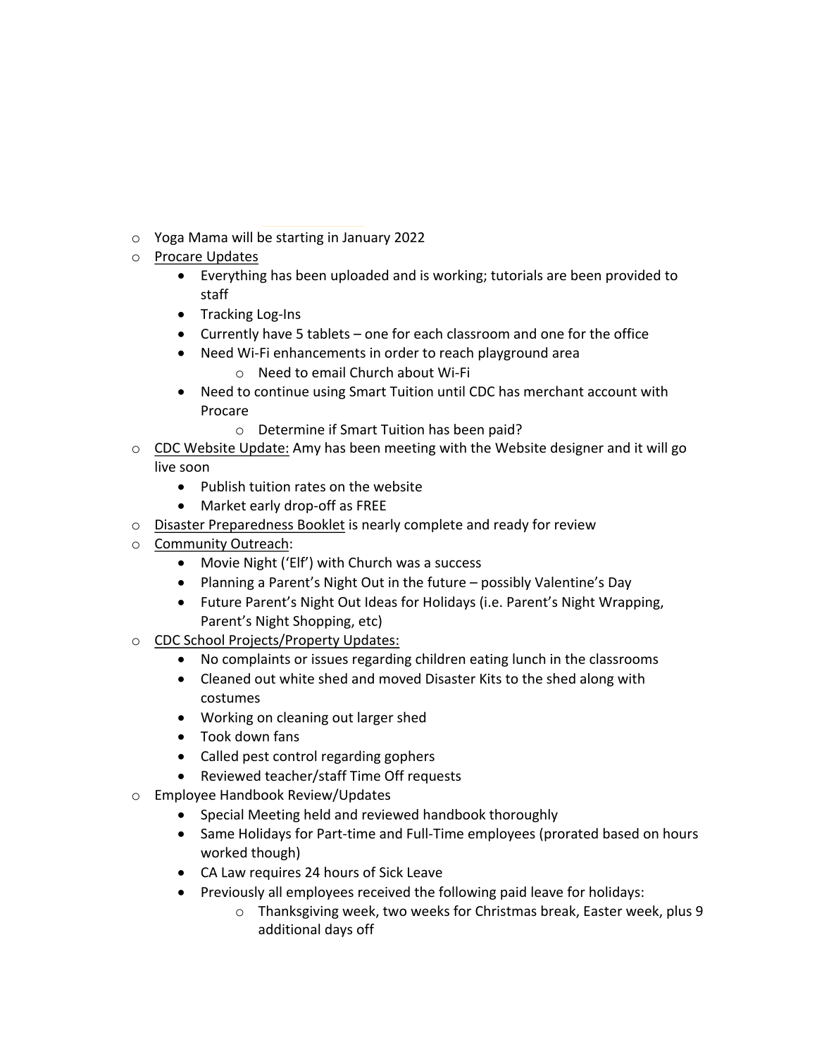- Yoga Mama will be starting in January 2022
- <u>Procare Updates</u>
  - Everything has been uploaded and is working; tutorials are been provided to staff
  - Tracking Log-Ins
  - Currently have 5 tablets – one for each classroom and one for the office
  - Need Wi-Fi enhancements in order to reach playground area
    - Need to email Church about Wi-Fi
  - Need to continue using Smart Tuition until CDC has merchant account with Procare
    - Determine if Smart Tuition has been paid?
- <u>CDC Website Update:</u> Amy has been meeting with the Website designer and it will go live soon
  - Publish tuition rates on the website
  - Market early drop-off as FREE
- <u>Disaster Preparedness Booklet</u> is nearly complete and ready for review
- <u>Community Outreach</u>:
  - Movie Night ('Elf') with Church was a success
  - Planning a Parent's Night Out in the future – possibly Valentine's Day
  - Future Parent's Night Out Ideas for Holidays (i.e. Parent's Night Wrapping, Parent's Night Shopping, etc)
- <u>CDC School Projects/Property Updates:</u>
  - No complaints or issues regarding children eating lunch in the classrooms
  - Cleaned out white shed and moved Disaster Kits to the shed along with costumes
  - Working on cleaning out larger shed
  - Took down fans
  - Called pest control regarding gophers
  - Reviewed teacher/staff Time Off requests
- Employee Handbook Review/Updates
  - Special Meeting held and reviewed handbook thoroughly
  - Same Holidays for Part-time and Full-Time employees (prorated based on hours worked though)
  - CA Law requires 24 hours of Sick Leave
  - Previously all employees received the following paid leave for holidays:
    - Thanksgiving week, two weeks for Christmas break, Easter week, plus 9 additional days off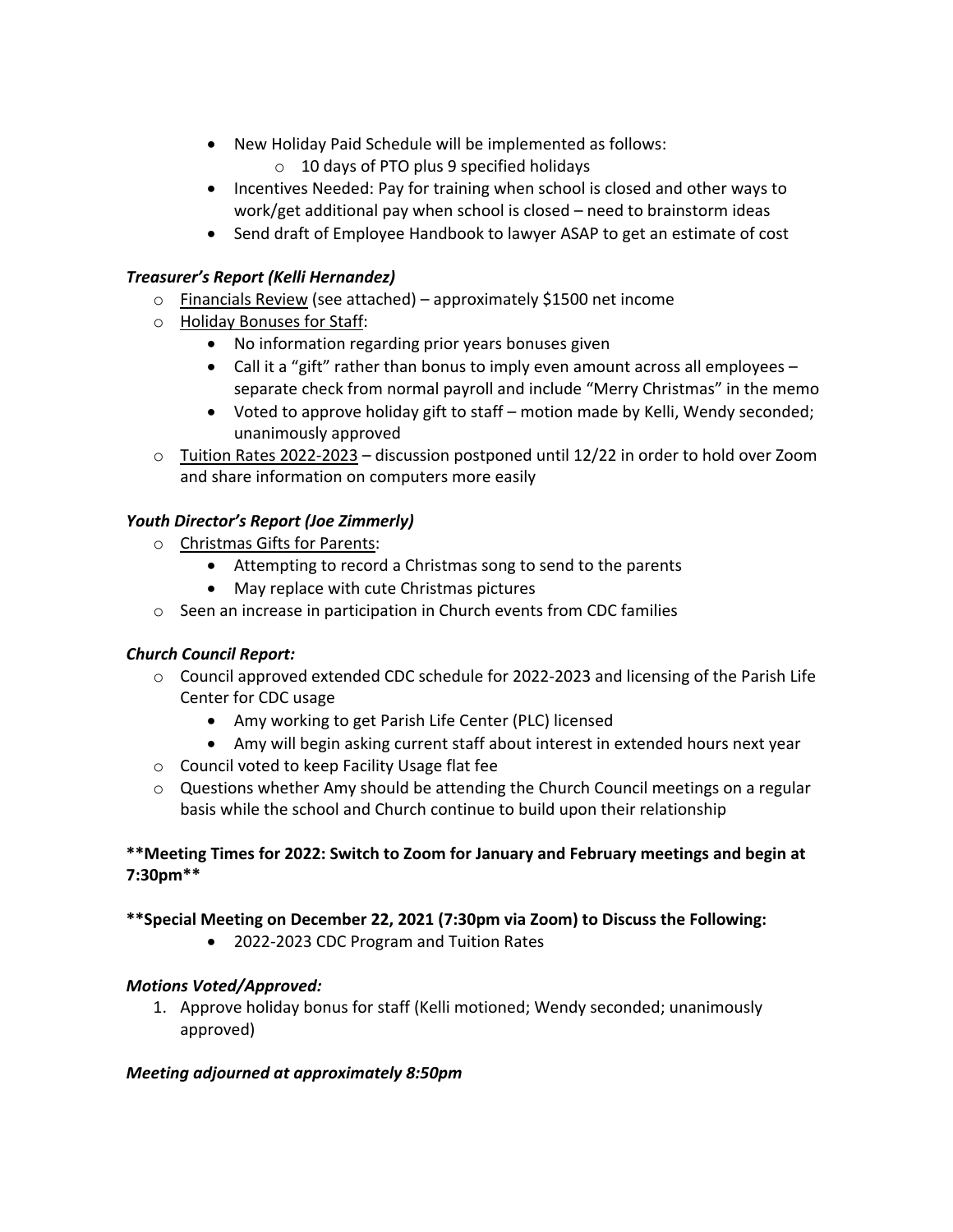- New Holiday Paid Schedule will be implemented as follows:
    - 10 days of PTO plus 9 specified holidays
- Incentives Needed: Pay for training when school is closed and other ways to work/get additional pay when school is closed – need to brainstorm ideas
- Send draft of Employee Handbook to lawyer ASAP to get an estimate of cost

***Treasurer's Report (Kelli Hernandez)***

- Financials Review (see attached) – approximately $1500 net income
- Holiday Bonuses for Staff:
    - No information regarding prior years bonuses given
    - Call it a "gift" rather than bonus to imply even amount across all employees – separate check from normal payroll and include "Merry Christmas" in the memo
    - Voted to approve holiday gift to staff – motion made by Kelli, Wendy seconded; unanimously approved
- Tuition Rates 2022-2023 – discussion postponed until 12/22 in order to hold over Zoom and share information on computers more easily

***Youth Director's Report (Joe Zimmerly)***

- Christmas Gifts for Parents:
    - Attempting to record a Christmas song to send to the parents
    - May replace with cute Christmas pictures
- Seen an increase in participation in Church events from CDC families

***Church Council Report:***

- Council approved extended CDC schedule for 2022-2023 and licensing of the Parish Life Center for CDC usage
    - Amy working to get Parish Life Center (PLC) licensed
    - Amy will begin asking current staff about interest in extended hours next year
- Council voted to keep Facility Usage flat fee
- Questions whether Amy should be attending the Church Council meetings on a regular basis while the school and Church continue to build upon their relationship

**\*\*Meeting Times for 2022: Switch to Zoom for January and February meetings and begin at 7:30pm\*\***

**\*\*Special Meeting on December 22, 2021 (7:30pm via Zoom) to Discuss the Following:**

- 2022-2023 CDC Program and Tuition Rates

***Motions Voted/Approved:***

1. Approve holiday bonus for staff (Kelli motioned; Wendy seconded; unanimously approved)

***Meeting adjourned at approximately 8:50pm***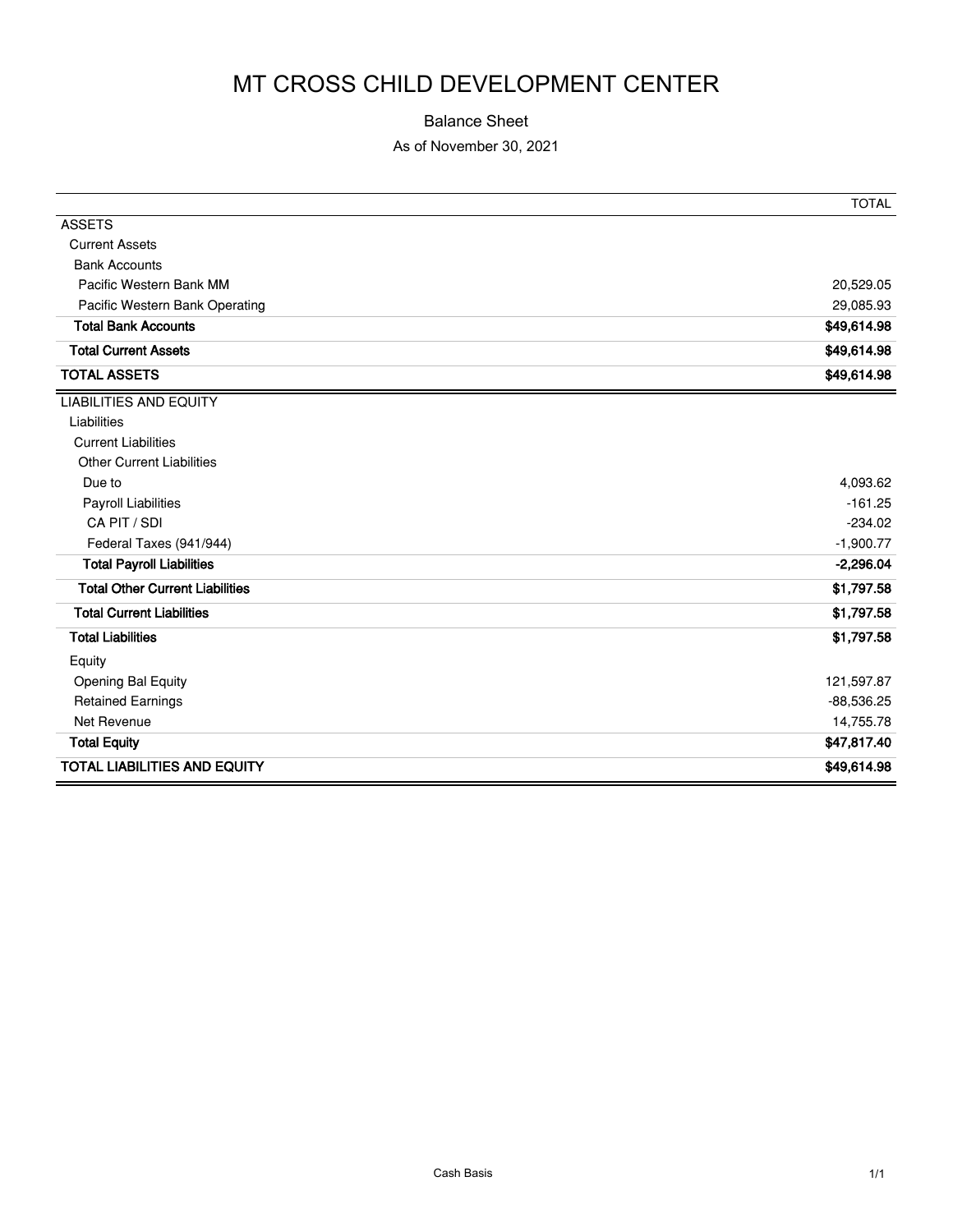# MT CROSS CHILD DEVELOPMENT CENTER

Balance Sheet

As of November 30, 2021

| | TOTAL |
|---|---|
| ASSETS | |
| Current Assets | |
| Bank Accounts | |
| Pacific Western Bank MM | 20,529.05 |
| Pacific Western Bank Operating | 29,085.93 |
| **Total Bank Accounts** | **$49,614.98** |
| **Total Current Assets** | **$49,614.98** |
| **TOTAL ASSETS** | **$49,614.98** |
| LIABILITIES AND EQUITY | |
| Liabilities | |
| Current Liabilities | |
| Other Current Liabilities | |
| Due to | 4,093.62 |
| Payroll Liabilities | -161.25 |
| CA PIT / SDI | -234.02 |
| Federal Taxes (941/944) | -1,900.77 |
| **Total Payroll Liabilities** | **-2,296.04** |
| **Total Other Current Liabilities** | **$1,797.58** |
| **Total Current Liabilities** | **$1,797.58** |
| **Total Liabilities** | **$1,797.58** |
| Equity | |
| Opening Bal Equity | 121,597.87 |
| Retained Earnings | -88,536.25 |
| Net Revenue | 14,755.78 |
| **Total Equity** | **$47,817.40** |
| **TOTAL LIABILITIES AND EQUITY** | **$49,614.98** |

Cash Basis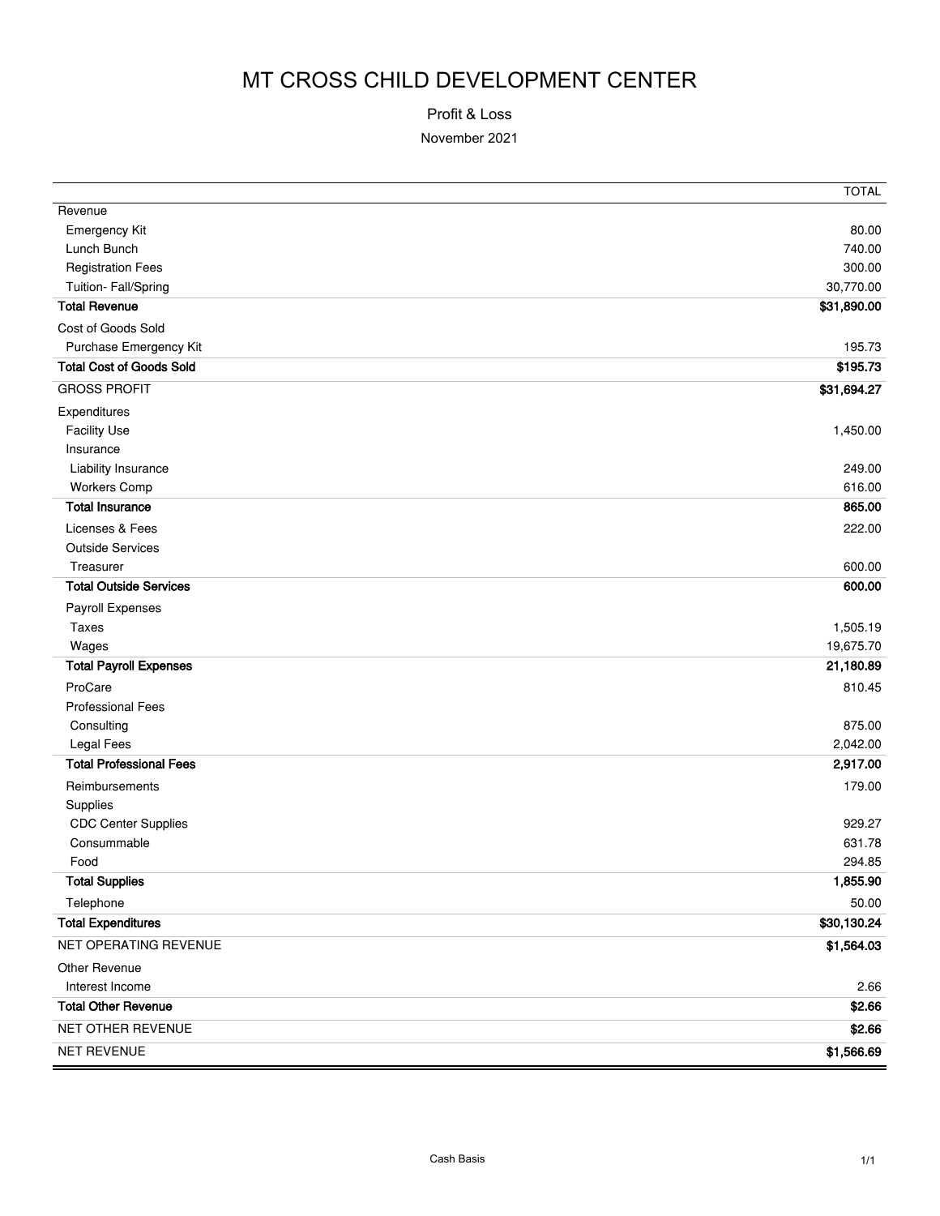# MT CROSS CHILD DEVELOPMENT CENTER

Profit & Loss

November 2021

| | TOTAL |
|---|---|
| Revenue | |
| Emergency Kit | 80.00 |
| Lunch Bunch | 740.00 |
| Registration Fees | 300.00 |
| Tuition- Fall/Spring | 30,770.00 |
| **Total Revenue** | **$31,890.00** |
| Cost of Goods Sold | |
| Purchase Emergency Kit | 195.73 |
| **Total Cost of Goods Sold** | **$195.73** |
| GROSS PROFIT | **$31,694.27** |
| Expenditures | |
| Facility Use | 1,450.00 |
| Insurance | |
| Liability Insurance | 249.00 |
| Workers Comp | 616.00 |
| **Total Insurance** | **865.00** |
| Licenses & Fees | 222.00 |
| Outside Services | |
| Treasurer | 600.00 |
| **Total Outside Services** | **600.00** |
| Payroll Expenses | |
| Taxes | 1,505.19 |
| Wages | 19,675.70 |
| **Total Payroll Expenses** | **21,180.89** |
| ProCare | 810.45 |
| Professional Fees | |
| Consulting | 875.00 |
| Legal Fees | 2,042.00 |
| **Total Professional Fees** | **2,917.00** |
| Reimbursements | 179.00 |
| Supplies | |
| CDC Center Supplies | 929.27 |
| Consummable | 631.78 |
| Food | 294.85 |
| **Total Supplies** | **1,855.90** |
| Telephone | 50.00 |
| **Total Expenditures** | **$30,130.24** |
| NET OPERATING REVENUE | **$1,564.03** |
| Other Revenue | |
| Interest Income | 2.66 |
| **Total Other Revenue** | **$2.66** |
| NET OTHER REVENUE | **$2.66** |
| NET REVENUE | **$1,566.69** |

Cash Basis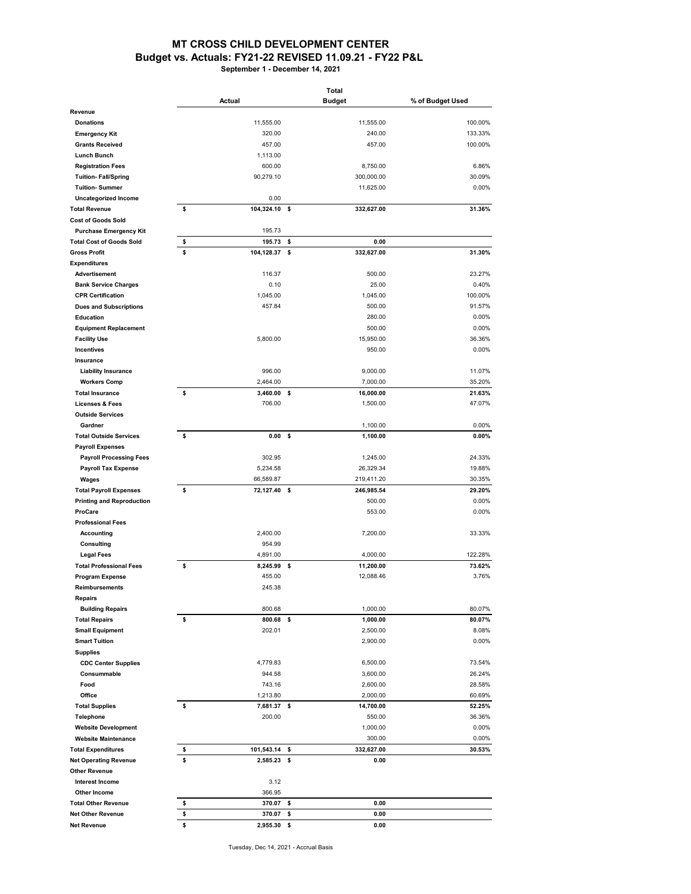# MT CROSS CHILD DEVELOPMENT CENTER

## Budget vs. Actuals: FY21-22 REVISED 11.09.21 - FY22 P&L

**September 1 - December 14, 2021**

| | Total | | |
|---|---|---|---|
| | **Actual** | **Budget** | **% of Budget Used** |
| **Revenue** | | | |
| Donations | 11,555.00 | 11,555.00 | 100.00% |
| Emergency Kit | 320.00 | 240.00 | 133.33% |
| Grants Received | 457.00 | 457.00 | 100.00% |
| Lunch Bunch | 1,113.00 | | |
| Registration Fees | 600.00 | 8,750.00 | 6.86% |
| Tuition- Fall/Spring | 90,279.10 | 300,000.00 | 30.09% |
| Tuition- Summer | | 11,625.00 | 0.00% |
| Uncategorized Income | 0.00 | | |
| **Total Revenue** | **$ 104,324.10** | **$ 332,627.00** | **31.36%** |
| **Cost of Goods Sold** | | | |
| Purchase Emergency Kit | 195.73 | | |
| **Total Cost of Goods Sold** | **$ 195.73** | **$ 0.00** | |
| **Gross Profit** | **$ 104,128.37** | **$ 332,627.00** | **31.30%** |
| **Expenditures** | | | |
| Advertisement | 116.37 | 500.00 | 23.27% |
| Bank Service Charges | 0.10 | 25.00 | 0.40% |
| CPR Certification | 1,045.00 | 1,045.00 | 100.00% |
| Dues and Subscriptions | 457.84 | 500.00 | 91.57% |
| Education | | 280.00 | 0.00% |
| Equipment Replacement | | 500.00 | 0.00% |
| Facility Use | 5,800.00 | 15,950.00 | 36.36% |
| Incentives | | 950.00 | 0.00% |
| Insurance | | | |
| Liability Insurance | 996.00 | 9,000.00 | 11.07% |
| Workers Comp | 2,464.00 | 7,000.00 | 35.20% |
| **Total Insurance** | **$ 3,460.00** | **$ 16,000.00** | **21.63%** |
| Licenses & Fees | 706.00 | 1,500.00 | 47.07% |
| Outside Services | | | |
| Gardner | | 1,100.00 | 0.00% |
| **Total Outside Services** | **$ 0.00** | **$ 1,100.00** | **0.00%** |
| Payroll Expenses | | | |
| Payroll Processing Fees | 302.95 | 1,245.00 | 24.33% |
| Payroll Tax Expense | 5,234.58 | 26,329.34 | 19.88% |
| Wages | 66,589.87 | 219,411.20 | 30.35% |
| **Total Payroll Expenses** | **$ 72,127.40** | **$ 246,985.54** | **29.20%** |
| Printing and Reproduction | | 500.00 | 0.00% |
| ProCare | | 553.00 | 0.00% |
| Professional Fees | | | |
| Accounting | 2,400.00 | 7,200.00 | 33.33% |
| Consulting | 954.99 | | |
| Legal Fees | 4,891.00 | 4,000.00 | 122.28% |
| **Total Professional Fees** | **$ 8,245.99** | **$ 11,200.00** | **73.62%** |
| Program Expense | 455.00 | 12,088.46 | 3.76% |
| Reimbursements | 245.38 | | |
| Repairs | | | |
| Building Repairs | 800.68 | 1,000.00 | 80.07% |
| **Total Repairs** | **$ 800.68** | **$ 1,000.00** | **80.07%** |
| Small Equipment | 202.01 | 2,500.00 | 8.08% |
| Smart Tuition | | 2,900.00 | 0.00% |
| Supplies | | | |
| CDC Center Supplies | 4,779.83 | 6,500.00 | 73.54% |
| Consummable | 944.58 | 3,600.00 | 26.24% |
| Food | 743.16 | 2,600.00 | 28.58% |
| Office | 1,213.80 | 2,000.00 | 60.69% |
| **Total Supplies** | **$ 7,681.37** | **$ 14,700.00** | **52.25%** |
| Telephone | 200.00 | 550.00 | 36.36% |
| Website Development | | 1,000.00 | 0.00% |
| Website Maintenance | | 300.00 | 0.00% |
| **Total Expenditures** | **$ 101,543.14** | **$ 332,627.00** | **30.53%** |
| **Net Operating Revenue** | **$ 2,585.23** | **$ 0.00** | |
| **Other Revenue** | | | |
| Interest Income | 3.12 | | |
| Other Income | 366.95 | | |
| **Total Other Revenue** | **$ 370.07** | **$ 0.00** | |
| **Net Other Revenue** | **$ 370.07** | **$ 0.00** | |
| **Net Revenue** | **$ 2,955.30** | **$ 0.00** | |

Tuesday, Dec 14, 2021 - Accrual Basis